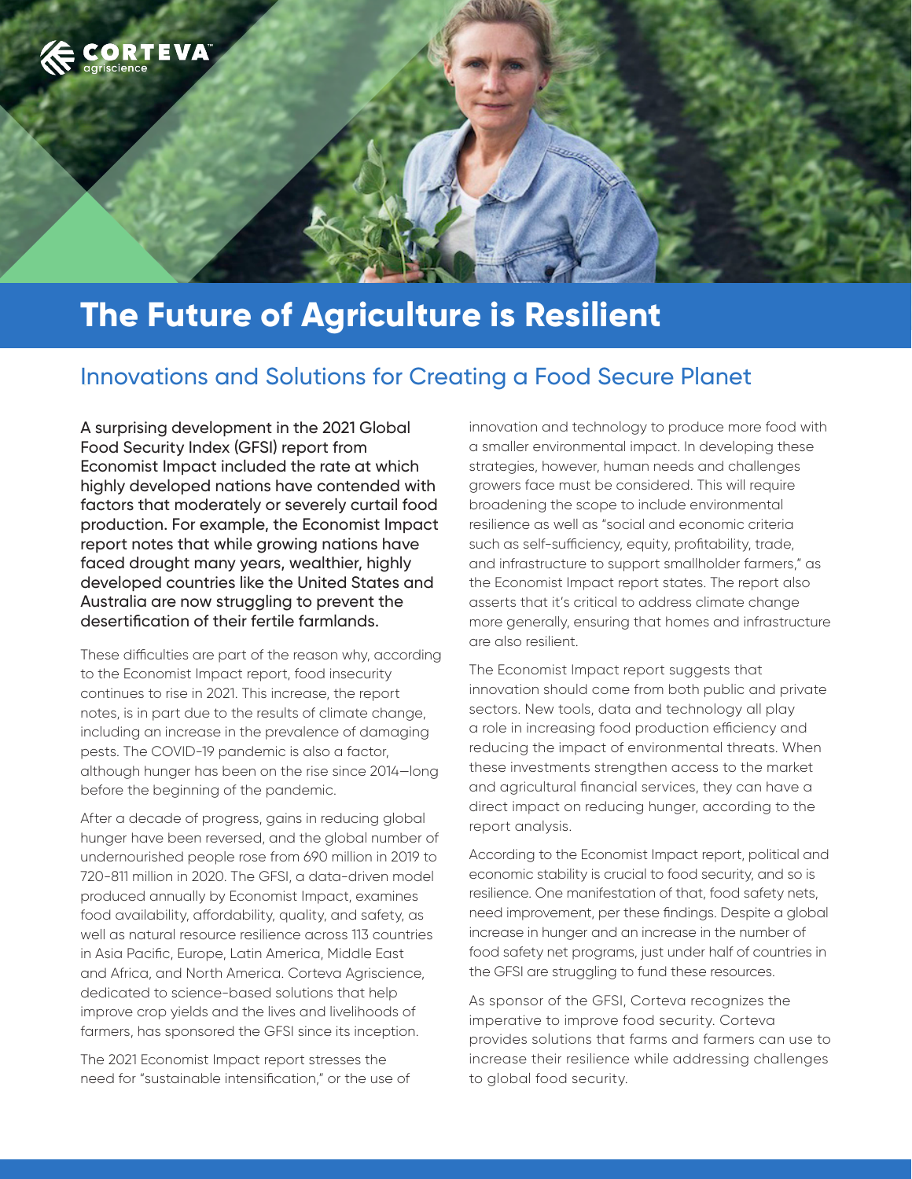# The Future of Agriculture is Resilient

## Innovations and Solutions for Creating a Food Secure Planet

A surprising development in the 2021 Global Food Security Index (GFSI) report from Economist Impact included the rate at which highly developed nations have contended with factors that moderately or severely curtail food production. For example, the Economist Impact report notes that while growing nations have faced drought many years, wealthier, highly developed countries like the United States and Australia are now struggling to prevent the desertification of their fertile farmlands.

These difficulties are part of the reason why, according to the Economist Impact report, food insecurity continues to rise in 2021. This increase, the report notes, is in part due to the results of climate change, including an increase in the prevalence of damaging pests. The COVID-19 pandemic is also a factor, although hunger has been on the rise since 2014—long before the beginning of the pandemic.

After a decade of progress, gains in reducing global hunger have been reversed, and the global number of undernourished people rose from 690 million in 2019 to 720-811 million in 2020. The GFSI, a data-driven model produced annually by Economist Impact, examines food availability, affordability, quality, and safety, as well as natural resource resilience across 113 countries in Asia Pacific, Europe, Latin America, Middle East and Africa, and North America. Corteva Agriscience, dedicated to science-based solutions that help improve crop yields and the lives and livelihoods of farmers, has sponsored the GFSI since its inception.

The 2021 Economist Impact report stresses the need for "sustainable intensification," or the use of innovation and technology to produce more food with a smaller environmental impact. In developing these strategies, however, human needs and challenges growers face must be considered. This will require broadening the scope to include environmental resilience as well as "social and economic criteria such as self-sufficiency, equity, profitability, trade, and infrastructure to support smallholder farmers," as the Economist Impact report states. The report also asserts that it's critical to address climate change more generally, ensuring that homes and infrastructure are also resilient.

The Economist Impact report suggests that innovation should come from both public and private sectors. New tools, data and technology all play a role in increasing food production efficiency and reducing the impact of environmental threats. When these investments strengthen access to the market and agricultural financial services, they can have a direct impact on reducing hunger, according to the report analysis.

According to the Economist Impact report, political and economic stability is crucial to food security, and so is resilience. One manifestation of that, food safety nets, need improvement, per these findings. Despite a global increase in hunger and an increase in the number of food safety net programs, just under half of countries in the GFSI are struggling to fund these resources.

As sponsor of the GFSI, Corteva recognizes the imperative to improve food security. Corteva provides solutions that farms and farmers can use to increase their resilience while addressing challenges to global food security.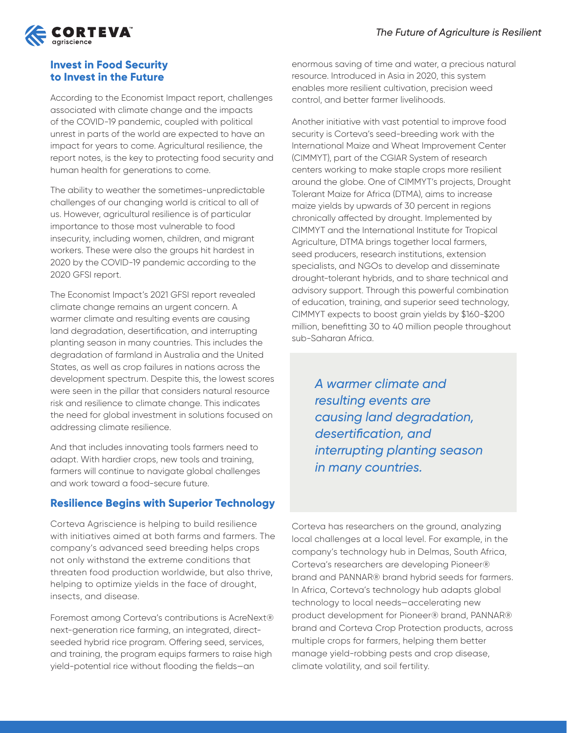## Invest in Food Security to Invest in the Future

According to the Economist Impact report, challenges associated with climate change and the impacts of the COVID-19 pandemic, coupled with political unrest in parts of the world are expected to have an impact for years to come. Agricultural resilience, the report notes, is the key to protecting food security and human health for generations to come.

The ability to weather the sometimes-unpredictable challenges of our changing world is critical to all of us. However, agricultural resilience is of particular importance to those most vulnerable to food insecurity, including women, children, and migrant workers. These were also the groups hit hardest in 2020 by the COVID-19 pandemic according to the 2020 GFSI report.

The Economist Impact's 2021 GFSI report revealed climate change remains an urgent concern. A warmer climate and resulting events are causing land degradation, desertification, and interrupting planting season in many countries. This includes the degradation of farmland in Australia and the United States, as well as crop failures in nations across the development spectrum. Despite this, the lowest scores were seen in the pillar that considers natural resource risk and resilience to climate change. This indicates the need for global investment in solutions focused on addressing climate resilience.

And that includes innovating tools farmers need to adapt. With hardier crops, new tools and training, farmers will continue to navigate global challenges and work toward a food-secure future.

## Resilience Begins with Superior Technology

Corteva Agriscience is helping to build resilience with initiatives aimed at both farms and farmers. The company's advanced seed breeding helps crops not only withstand the extreme conditions that threaten food production worldwide, but also thrive, helping to optimize yields in the face of drought, insects, and disease.

Foremost among Corteva's contributions is AcreNext® next-generation rice farming, an integrated, direct-seeded hybrid rice program. Offering seed, services, and training, the program equips farmers to raise high yield-potential rice without flooding the fields—an enormous saving of time and water, a precious natural resource. Introduced in Asia in 2020, this system enables more resilient cultivation, precision weed control, and better farmer livelihoods.

Another initiative with vast potential to improve food security is Corteva's seed-breeding work with the International Maize and Wheat Improvement Center (CIMMYT), part of the CGIAR System of research centers working to make staple crops more resilient around the globe. One of CIMMYT's projects, Drought Tolerant Maize for Africa (DTMA), aims to increase maize yields by upwards of 30 percent in regions chronically affected by drought. Implemented by CIMMYT and the International Institute for Tropical Agriculture, DTMA brings together local farmers, seed producers, research institutions, extension specialists, and NGOs to develop and disseminate drought-tolerant hybrids, and to share technical and advisory support. Through this powerful combination of education, training, and superior seed technology, CIMMYT expects to boost grain yields by $160-$200 million, benefitting 30 to 40 million people throughout sub-Saharan Africa.

> *A warmer climate and resulting events are causing land degradation, desertification, and interrupting planting season in many countries.*

Corteva has researchers on the ground, analyzing local challenges at a local level. For example, in the company's technology hub in Delmas, South Africa, Corteva's researchers are developing Pioneer® brand and PANNAR® brand hybrid seeds for farmers. In Africa, Corteva's technology hub adapts global technology to local needs—accelerating new product development for Pioneer® brand, PANNAR® brand and Corteva Crop Protection products, across multiple crops for farmers, helping them better manage yield-robbing pests and crop disease, climate volatility, and soil fertility.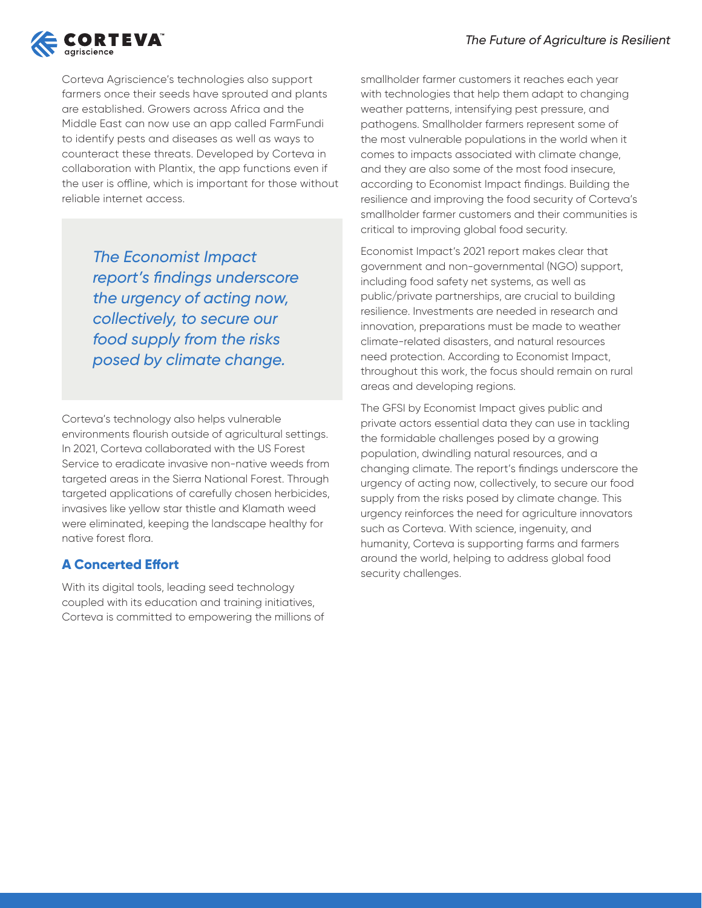Corteva Agriscience's technologies also support farmers once their seeds have sprouted and plants are established. Growers across Africa and the Middle East can now use an app called FarmFundi to identify pests and diseases as well as ways to counteract these threats. Developed by Corteva in collaboration with Plantix, the app functions even if the user is offline, which is important for those without reliable internet access.

> *The Economist Impact report's findings underscore the urgency of acting now, collectively, to secure our food supply from the risks posed by climate change.*

Corteva's technology also helps vulnerable environments flourish outside of agricultural settings. In 2021, Corteva collaborated with the US Forest Service to eradicate invasive non-native weeds from targeted areas in the Sierra National Forest. Through targeted applications of carefully chosen herbicides, invasives like yellow star thistle and Klamath weed were eliminated, keeping the landscape healthy for native forest flora.

## A Concerted Effort

With its digital tools, leading seed technology coupled with its education and training initiatives, Corteva is committed to empowering the millions of smallholder farmer customers it reaches each year with technologies that help them adapt to changing weather patterns, intensifying pest pressure, and pathogens. Smallholder farmers represent some of the most vulnerable populations in the world when it comes to impacts associated with climate change, and they are also some of the most food insecure, according to Economist Impact findings. Building the resilience and improving the food security of Corteva's smallholder farmer customers and their communities is critical to improving global food security.

Economist Impact's 2021 report makes clear that government and non-governmental (NGO) support, including food safety net systems, as well as public/private partnerships, are crucial to building resilience. Investments are needed in research and innovation, preparations must be made to weather climate-related disasters, and natural resources need protection. According to Economist Impact, throughout this work, the focus should remain on rural areas and developing regions.

The GFSI by Economist Impact gives public and private actors essential data they can use in tackling the formidable challenges posed by a growing population, dwindling natural resources, and a changing climate. The report's findings underscore the urgency of acting now, collectively, to secure our food supply from the risks posed by climate change. This urgency reinforces the need for agriculture innovators such as Corteva. With science, ingenuity, and humanity, Corteva is supporting farms and farmers around the world, helping to address global food security challenges.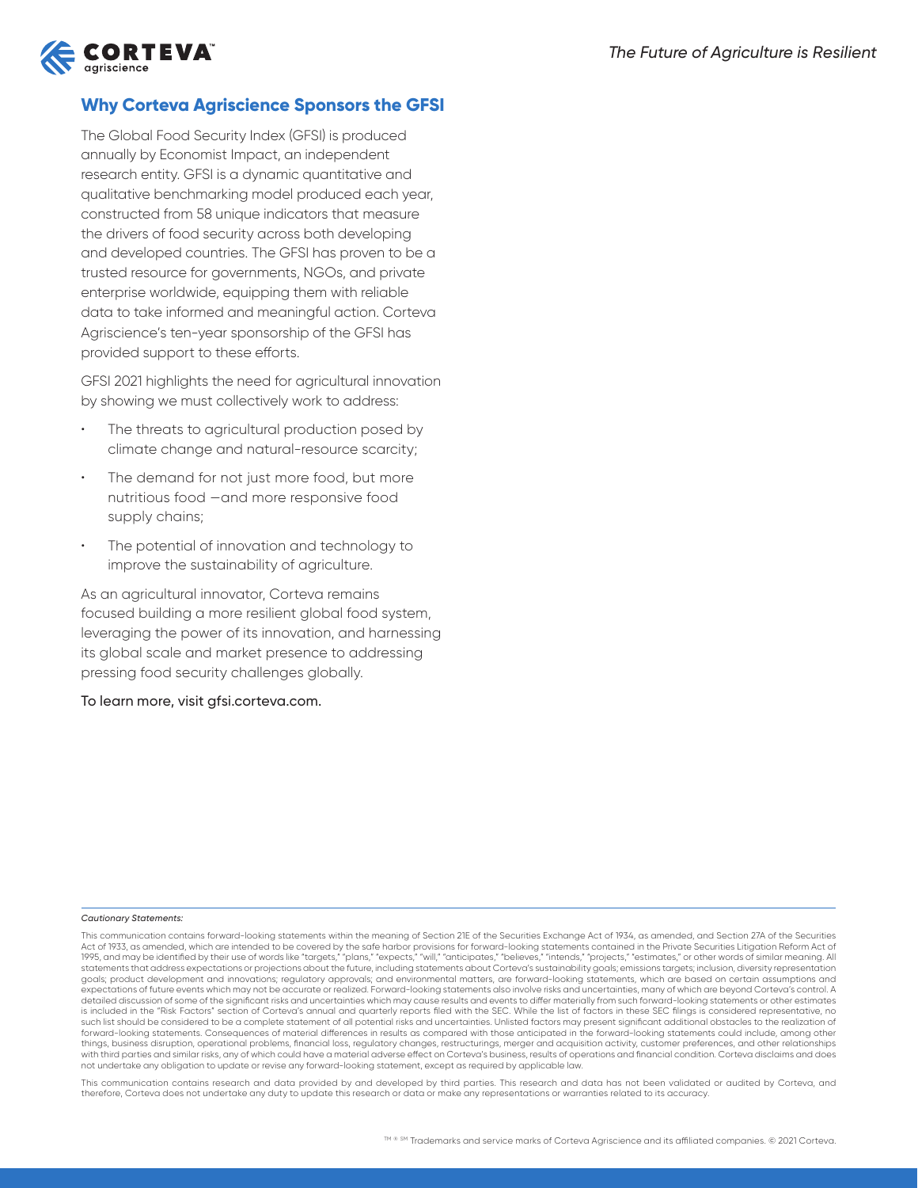## Why Corteva Agriscience Sponsors the GFSI

The Global Food Security Index (GFSI) is produced annually by Economist Impact, an independent research entity. GFSI is a dynamic quantitative and qualitative benchmarking model produced each year, constructed from 58 unique indicators that measure the drivers of food security across both developing and developed countries. The GFSI has proven to be a trusted resource for governments, NGOs, and private enterprise worldwide, equipping them with reliable data to take informed and meaningful action. Corteva Agriscience's ten-year sponsorship of the GFSI has provided support to these efforts.

GFSI 2021 highlights the need for agricultural innovation by showing we must collectively work to address:

- The threats to agricultural production posed by climate change and natural-resource scarcity;
- The demand for not just more food, but more nutritious food —and more responsive food supply chains;
- The potential of innovation and technology to improve the sustainability of agriculture.

As an agricultural innovator, Corteva remains focused building a more resilient global food system, leveraging the power of its innovation, and harnessing its global scale and market presence to addressing pressing food security challenges globally.

To learn more, visit gfsi.corteva.com.

*Cautionary Statements:*

This communication contains forward-looking statements within the meaning of Section 21E of the Securities Exchange Act of 1934, as amended, and Section 27A of the Securities Act of 1933, as amended, which are intended to be covered by the safe harbor provisions for forward-looking statements contained in the Private Securities Litigation Reform Act of 1995, and may be identified by their use of words like "targets," "plans," "expects," "will," "anticipates," "believes," "intends," "projects," "estimates," or other words of similar meaning. All statements that address expectations or projections about the future, including statements about Corteva's sustainability goals; emissions targets; inclusion, diversity representation goals; product development and innovations; regulatory approvals; and environmental matters, are forward-looking statements, which are based on certain assumptions and expectations of future events which may not be accurate or realized. Forward-looking statements also involve risks and uncertainties, many of which are beyond Corteva's control. A detailed discussion of some of the significant risks and uncertainties which may cause results and events to differ materially from such forward-looking statements or other estimates is included in the "Risk Factors" section of Corteva's annual and quarterly reports filed with the SEC. While the list of factors in these SEC filings is considered representative, no such list should be considered to be a complete statement of all potential risks and uncertainties. Unlisted factors may present significant additional obstacles to the realization of forward-looking statements. Consequences of material differences in results as compared with those anticipated in the forward-looking statements could include, among other things, business disruption, operational problems, financial loss, regulatory changes, restructurings, merger and acquisition activity, customer preferences, and other relationships with third parties and similar risks, any of which could have a material adverse effect on Corteva's business, results of operations and financial condition. Corteva disclaims and does not undertake any obligation to update or revise any forward-looking statement, except as required by applicable law.

This communication contains research and data provided by and developed by third parties. This research and data has not been validated or audited by Corteva, and therefore, Corteva does not undertake any duty to update this research or data or make any representations or warranties related to its accuracy.

™ ® SM Trademarks and service marks of Corteva Agriscience and its affiliated companies. © 2021 Corteva.